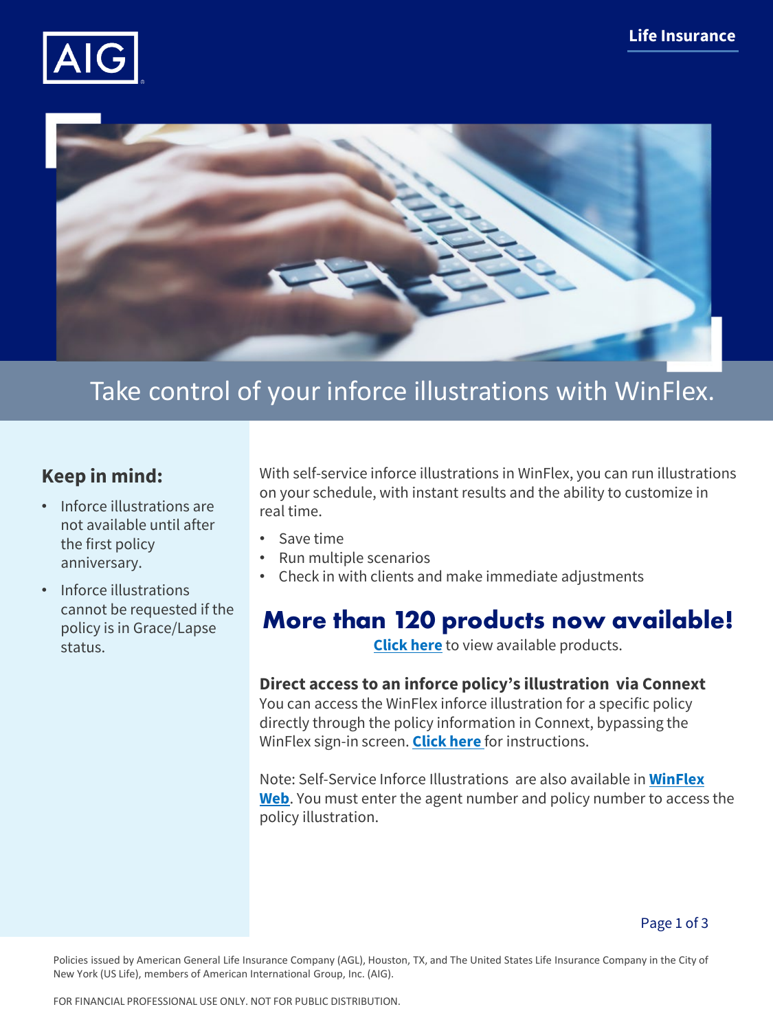Life Insurance

# Take control of your inforce illustrations with WinFlex.

## Keep in mind:

- Inforce illustrations are not available until after the first policy anniversary.
- Inforce illustrations cannot be requested if the policy is in Grace/Lapse status.

With self-service inforce illustrations in WinFlex, you can run illustrations on your schedule, with instant results and the ability to customize in real time.

- Save time
- Run multiple scenarios
- Check in with clients and make immediate adjustments

## More than 120 products now available!

**Click here** to view available products.

**Direct access to an inforce policy's illustration via Connext**
You can access the WinFlex inforce illustration for a specific policy directly through the policy information in Connext, bypassing the WinFlex sign-in screen. **Click here** for instructions.

Note: Self-Service Inforce Illustrations are also available in **WinFlex Web**. You must enter the agent number and policy number to access the policy illustration.

Policies issued by American General Life Insurance Company (AGL), Houston, TX, and The United States Life Insurance Company in the City of New York (US Life), members of American International Group, Inc. (AIG).

FOR FINANCIAL PROFESSIONAL USE ONLY. NOT FOR PUBLIC DISTRIBUTION.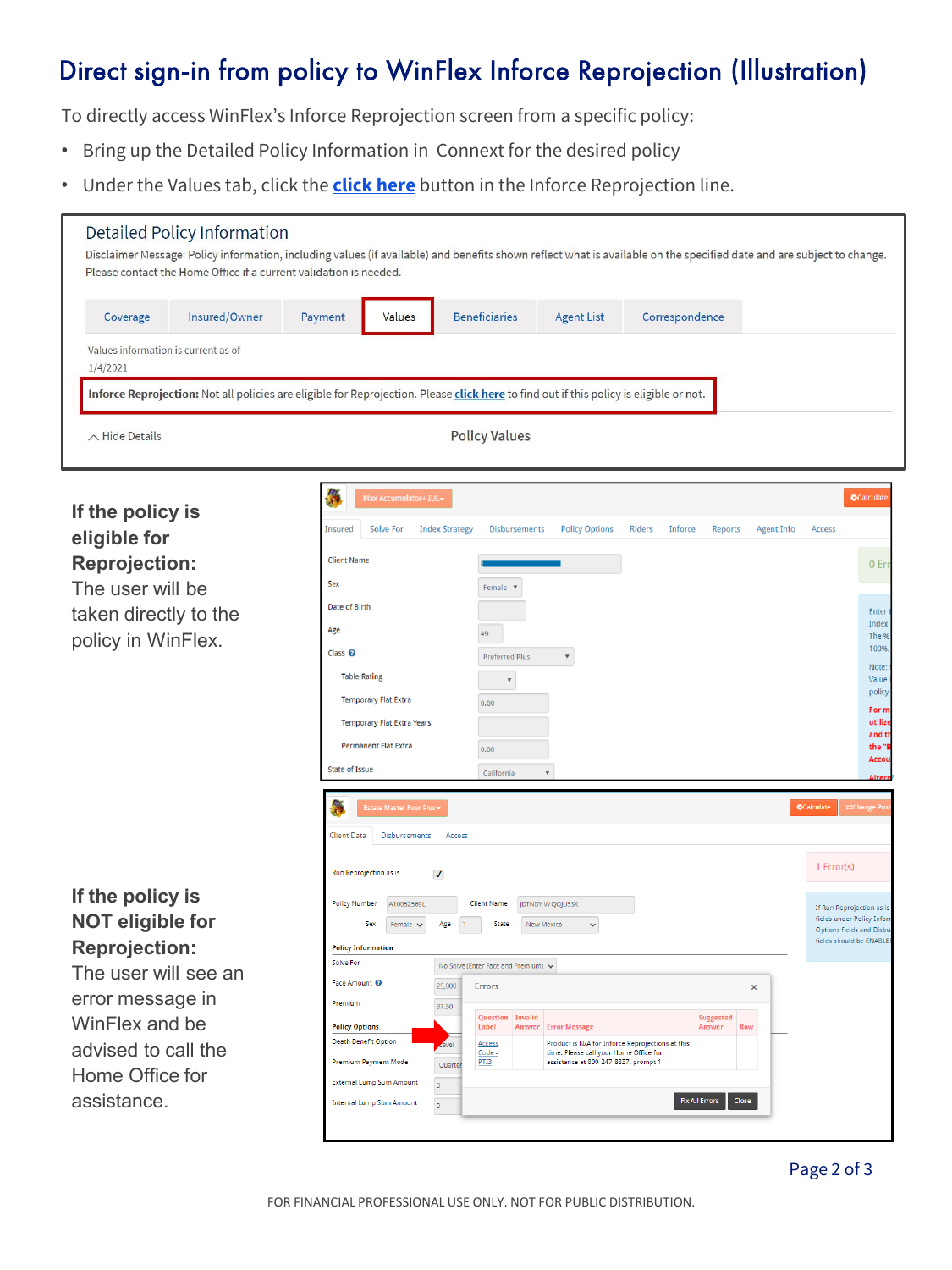# Direct sign-in from policy to WinFlex Inforce Reprojection (Illustration)

To directly access WinFlex's Inforce Reprojection screen from a specific policy:

- Bring up the Detailed Policy Information in Connext for the desired policy
- Under the Values tab, click the **click here** button in the Inforce Reprojection line.

Detailed Policy Information

Disclaimer Message: Policy information, including values (if available) and benefits shown reflect what is available on the specified date and are subject to change. Please contact the Home Office if a current validation is needed.

Coverage | Insured/Owner | Payment | Values | Beneficiaries | Agent List | Correspondence

Values information is current as of 1/4/2021

**Inforce Reprojection:** Not all policies are eligible for Reprojection. Please click here to find out if this policy is eligible or not.

Hide Details — Policy Values

**If the policy is eligible for Reprojection:** The user will be taken directly to the policy in WinFlex.

**If the policy is NOT eligible for Reprojection:** The user will see an error message in WinFlex and be advised to call the Home Office for assistance.

FOR FINANCIAL PROFESSIONAL USE ONLY. NOT FOR PUBLIC DISTRIBUTION.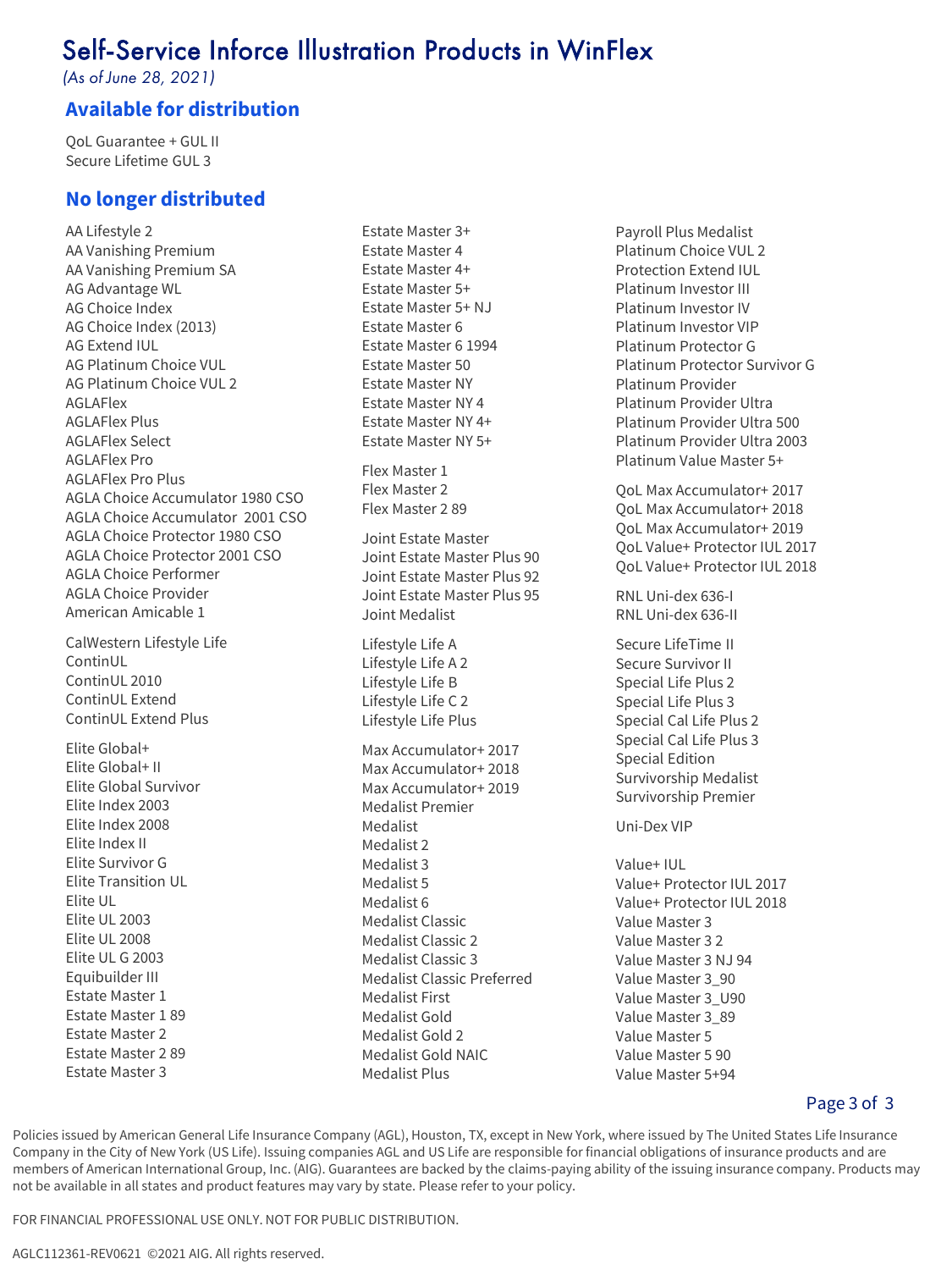# Self-Service Inforce Illustration Products in WinFlex

*(As of June 28, 2021)*

## Available for distribution

QoL Guarantee + GUL II
Secure Lifetime GUL 3

## No longer distributed

AA Lifestyle 2
AA Vanishing Premium
AA Vanishing Premium SA
AG Advantage WL
AG Choice Index
AG Choice Index (2013)
AG Extend IUL
AG Platinum Choice VUL
AG Platinum Choice VUL 2
AGLAFlex
AGLAFlex Plus
AGLAFlex Select
AGLAFlex Pro
AGLAFlex Pro Plus
AGLA Choice Accumulator 1980 CSO
AGLA Choice Accumulator 2001 CSO
AGLA Choice Protector 1980 CSO
AGLA Choice Protector 2001 CSO
AGLA Choice Performer
AGLA Choice Provider
American Amicable 1

CalWestern Lifestyle Life
ContinUL
ContinUL 2010
ContinUL Extend
ContinUL Extend Plus

Elite Global+
Elite Global+ II
Elite Global Survivor
Elite Index 2003
Elite Index 2008
Elite Index II
Elite Survivor G
Elite Transition UL
Elite UL
Elite UL 2003
Elite UL 2008
Elite UL G 2003
Equibuilder III
Estate Master 1
Estate Master 1 89
Estate Master 2
Estate Master 2 89
Estate Master 3
Estate Master 3+
Estate Master 4
Estate Master 4+
Estate Master 5+
Estate Master 5+ NJ
Estate Master 6
Estate Master 6 1994
Estate Master 50
Estate Master NY
Estate Master NY 4
Estate Master NY 4+
Estate Master NY 5+

Flex Master 1
Flex Master 2
Flex Master 2 89

Joint Estate Master
Joint Estate Master Plus 90
Joint Estate Master Plus 92
Joint Estate Master Plus 95
Joint Medalist

Lifestyle Life A
Lifestyle Life A 2
Lifestyle Life B
Lifestyle Life C 2
Lifestyle Life Plus

Max Accumulator+ 2017
Max Accumulator+ 2018
Max Accumulator+ 2019
Medalist Premier
Medalist
Medalist 2
Medalist 3
Medalist 5
Medalist 6
Medalist Classic
Medalist Classic 2
Medalist Classic 3
Medalist Classic Preferred
Medalist First
Medalist Gold
Medalist Gold 2
Medalist Gold NAIC
Medalist Plus

Payroll Plus Medalist
Platinum Choice VUL 2
Protection Extend IUL
Platinum Investor III
Platinum Investor IV
Platinum Investor VIP
Platinum Protector G
Platinum Protector Survivor G
Platinum Provider
Platinum Provider Ultra
Platinum Provider Ultra 500
Platinum Provider Ultra 2003
Platinum Value Master 5+

QoL Max Accumulator+ 2017
QoL Max Accumulator+ 2018
QoL Max Accumulator+ 2019
QoL Value+ Protector IUL 2017
QoL Value+ Protector IUL 2018

RNL Uni-dex 636-I
RNL Uni-dex 636-II

Secure LifeTime II
Secure Survivor II
Special Life Plus 2
Special Life Plus 3
Special Cal Life Plus 2
Special Cal Life Plus 3
Special Edition
Survivorship Medalist
Survivorship Premier

Uni-Dex VIP

Value+ IUL
Value+ Protector IUL 2017
Value+ Protector IUL 2018
Value Master 3
Value Master 3 2
Value Master 3 NJ 94
Value Master 3_90
Value Master 3_U90
Value Master 3_89
Value Master 5
Value Master 5 90
Value Master 5+94

Policies issued by American General Life Insurance Company (AGL), Houston, TX, except in New York, where issued by The United States Life Insurance Company in the City of New York (US Life). Issuing companies AGL and US Life are responsible for financial obligations of insurance products and are members of American International Group, Inc. (AIG). Guarantees are backed by the claims-paying ability of the issuing insurance company. Products may not be available in all states and product features may vary by state. Please refer to your policy.

FOR FINANCIAL PROFESSIONAL USE ONLY. NOT FOR PUBLIC DISTRIBUTION.

AGLC112361-REV0621 ©2021 AIG. All rights reserved.